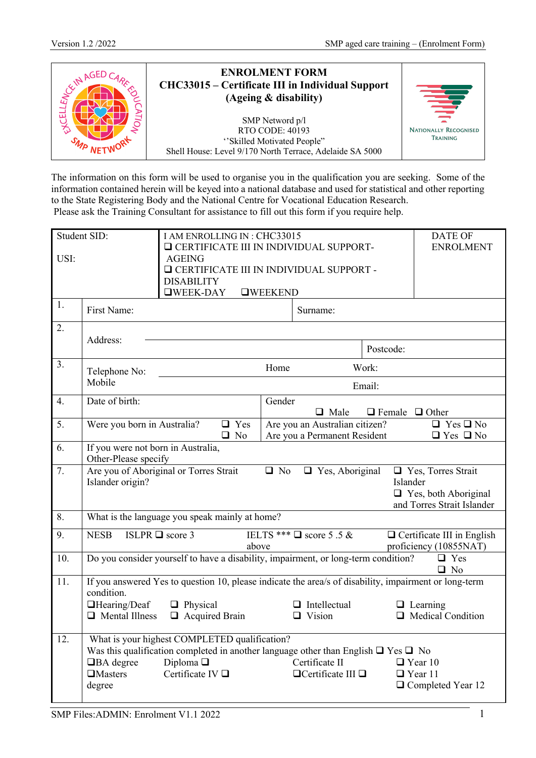# ENROLMENT FORM

## CHC33015 – Certificate III in Individual Support (Ageing & disability)

SMP Netword p/l
RTO CODE: 40193
''Skilled Motivated People"
Shell House: Level 9/170 North Terrace, Adelaide SA 5000

NATIONALLY RECOGNISED TRAINING

The information on this form will be used to organise you in the qualification you are seeking. Some of the information contained herein will be keyed into a national database and used for statistical and other reporting to the State Registering Body and the National Centre for Vocational Education Research.
Please ask the Training Consultant for assistance to fill out this form if you require help.

| Student SID:<br><br>USI: | I AM ENROLLING IN : CHC33015<br>❑ CERTIFICATE III IN INDIVIDUAL SUPPORT- AGEING<br>❑ CERTIFICATE III IN INDIVIDUAL SUPPORT - DISABILITY<br>❑WEEK-DAY ❑WEEKEND | DATE OF ENROLMENT |
|---|---|---|

| No. | Details | |
|---|---|---|
| 1. | First Name: | Surname: |
| 2. | Address: | Postcode: |
| 3. | Telephone No: Home Work: Mobile | Email: |
| 4. | Date of birth: | Gender ❑ Male ❑ Female ❑ Other |
| 5. | Were you born in Australia? ❑ Yes ❑ No | Are you an Australian citizen? ❑ Yes ❑ No<br>Are you a Permanent Resident ❑ Yes ❑ No |
| 6. | If you were not born in Australia, Other-Please specify | |
| 7. | Are you of Aboriginal or Torres Strait Islander origin? ❑ No ❑ Yes, Aboriginal ❑ Yes, Torres Strait Islander ❑ Yes, both Aboriginal and Torres Strait Islander | |
| 8. | What is the language you speak mainly at home? | |
| 9. | NESB ISLPR ❑ score 3 IELTS *** ❑ score 5 .5 & above ❑ Certificate III in English proficiency (10855NAT) | |
| 10. | Do you consider yourself to have a disability, impairment, or long-term condition? ❑ Yes ❑ No | |
| 11. | If you answered Yes to question 10, please indicate the area/s of disability, impairment or long-term condition.<br>❑Hearing/Deaf ❑ Physical ❑ Intellectual ❑ Learning<br>❑ Mental Illness ❑ Acquired Brain ❑ Vision ❑ Medical Condition | |
| 12. | What is your highest COMPLETED qualification?<br>Was this qualification completed in another language other than English ❑ Yes ❑ No<br>❑BA degree Diploma ❑ Certificate II ❑ Year 10<br>❑Masters degree Certificate IV ❑ ❑Certificate III ❑ ❑ Year 11<br>❑ Completed Year 12 | |

SMP Files:ADMIN: Enrolment V1.1 2022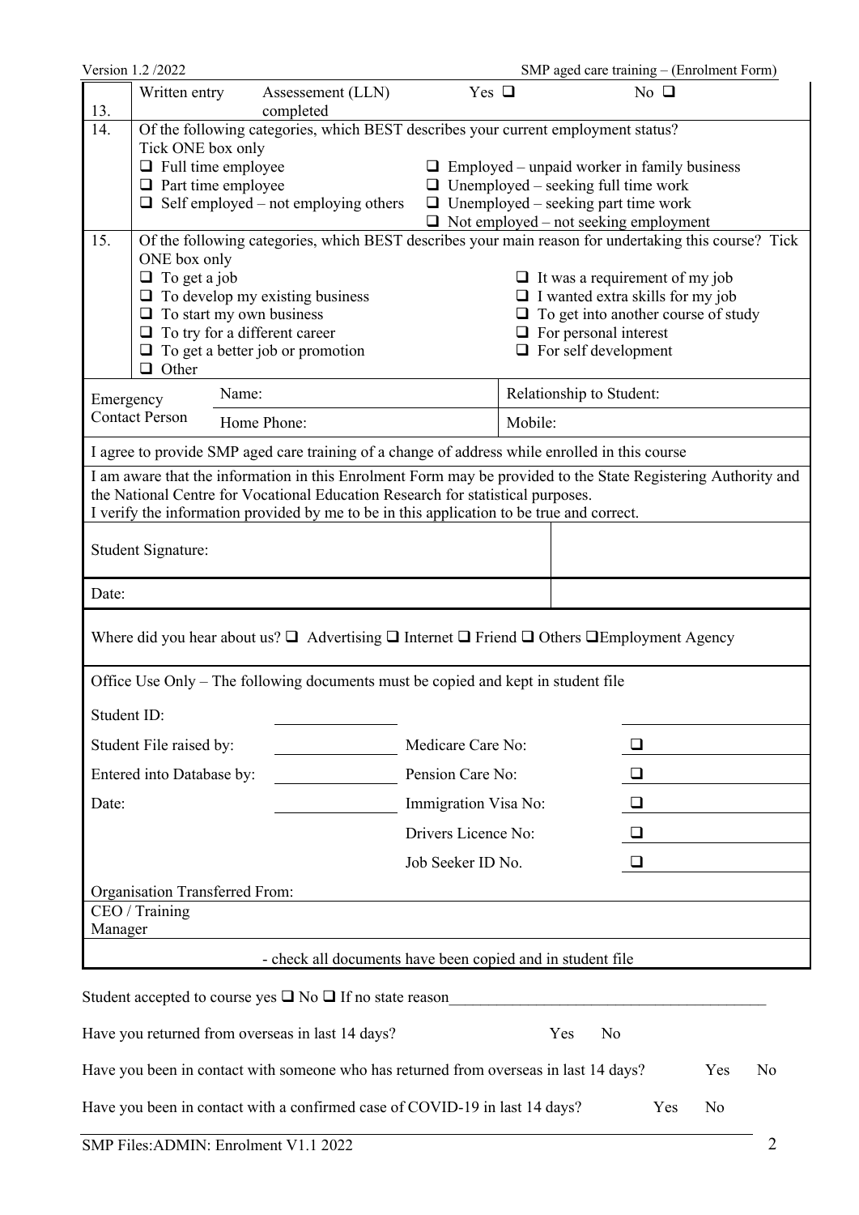| | | | | |
|---|---|---|---|---|
| 13. | Written entry | Assessement (LLN) completed | Yes ❑ | No ❑ |

| | |
|---|---|
| 14. | Of the following categories, which BEST describes your current employment status? Tick ONE box only<br>❑ Full time employee<br>❑ Part time employee<br>❑ Self employed – not employing others<br>❑ Employed – unpaid worker in family business<br>❑ Unemployed – seeking full time work<br>❑ Unemployed – seeking part time work<br>❑ Not employed – not seeking employment |
| 15. | Of the following categories, which BEST describes your main reason for undertaking this course? Tick ONE box only<br>❑ To get a job<br>❑ To develop my existing business<br>❑ To start my own business<br>❑ To try for a different career<br>❑ To get a better job or promotion<br>❑ Other<br>❑ It was a requirement of my job<br>❑ I wanted extra skills for my job<br>❑ To get into another course of study<br>❑ For personal interest<br>❑ For self development |

| Emergency Contact Person | Name: | Relationship to Student: |
|---|---|---|
| | Home Phone: | Mobile: |

I agree to provide SMP aged care training of a change of address while enrolled in this course

I am aware that the information in this Enrolment Form may be provided to the State Registering Authority and the National Centre for Vocational Education Research for statistical purposes.
I verify the information provided by me to be in this application to be true and correct.

| | |
|---|---|
| Student Signature: | |
| Date: | |

Where did you hear about us? ❑ Advertising ❑ Internet ❑ Friend ❑ Others ❑Employment Agency

Office Use Only – The following documents must be copied and kept in student file

| | | | |
|---|---|---|---|
| Student ID: | | | |
| Student File raised by: | | Medicare Care No: | ❑ |
| Entered into Database by: | | Pension Care No: | ❑ |
| Date: | | Immigration Visa No: | ❑ |
| | | Drivers Licence No: | ❑ |
| | | Job Seeker ID No. | ❑ |

Organisation Transferred From:

CEO / Training Manager

- check all documents have been copied and in student file

Student accepted to course yes ❑ No ❑ If no state reason________________________________________

Have you returned from overseas in last 14 days? Yes No

Have you been in contact with someone who has returned from overseas in last 14 days? Yes No

Have you been in contact with a confirmed case of COVID-19 in last 14 days? Yes No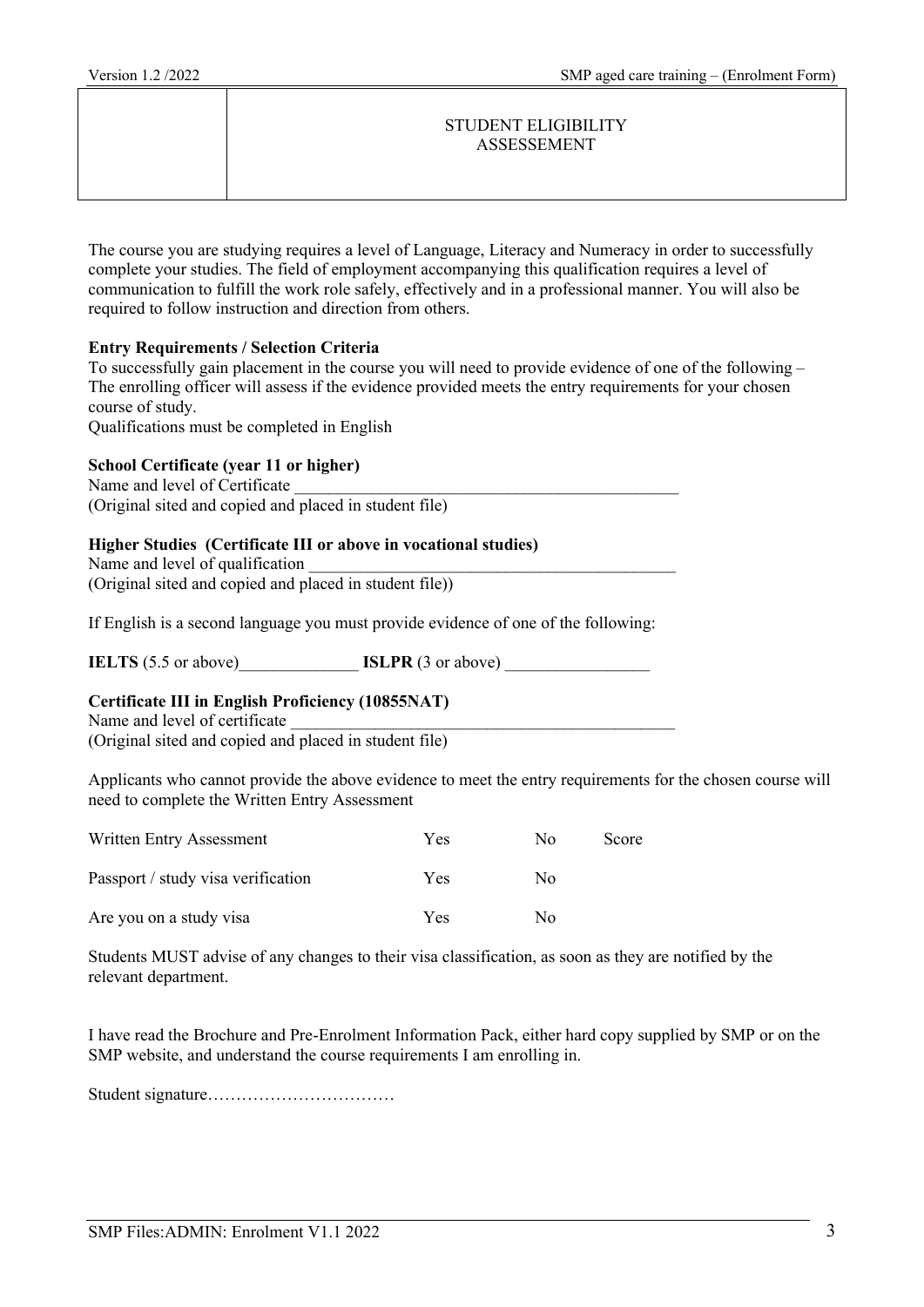| | STUDENT ELIGIBILITY ASSESSEMENT |
|---|---|

The course you are studying requires a level of Language, Literacy and Numeracy in order to successfully complete your studies. The field of employment accompanying this qualification requires a level of communication to fulfill the work role safely, effectively and in a professional manner. You will also be required to follow instruction and direction from others.

**Entry Requirements / Selection Criteria**

To successfully gain placement in the course you will need to provide evidence of one of the following – The enrolling officer will assess if the evidence provided meets the entry requirements for your chosen course of study.

Qualifications must be completed in English

**School Certificate (year 11 or higher)**

Name and level of Certificate _______________________________________________

(Original sited and copied and placed in student file)

**Higher Studies (Certificate III or above in vocational studies)**

Name and level of qualification _____________________________________________

(Original sited and copied and placed in student file))

If English is a second language you must provide evidence of one of the following:

**IELTS** (5.5 or above)______________ **ISLPR** (3 or above) _________________

**Certificate III in English Proficiency (10855NAT)**

Name and level of certificate _______________________________________________

(Original sited and copied and placed in student file)

Applicants who cannot provide the above evidence to meet the entry requirements for the chosen course will need to complete the Written Entry Assessment

| | | | |
|---|---|---|---|
| Written Entry Assessment | Yes | No | Score |
| Passport / study visa verification | Yes | No | |
| Are you on a study visa | Yes | No | |

Students MUST advise of any changes to their visa classification, as soon as they are notified by the relevant department.

I have read the Brochure and Pre-Enrolment Information Pack, either hard copy supplied by SMP or on the SMP website, and understand the course requirements I am enrolling in.

Student signature……………………………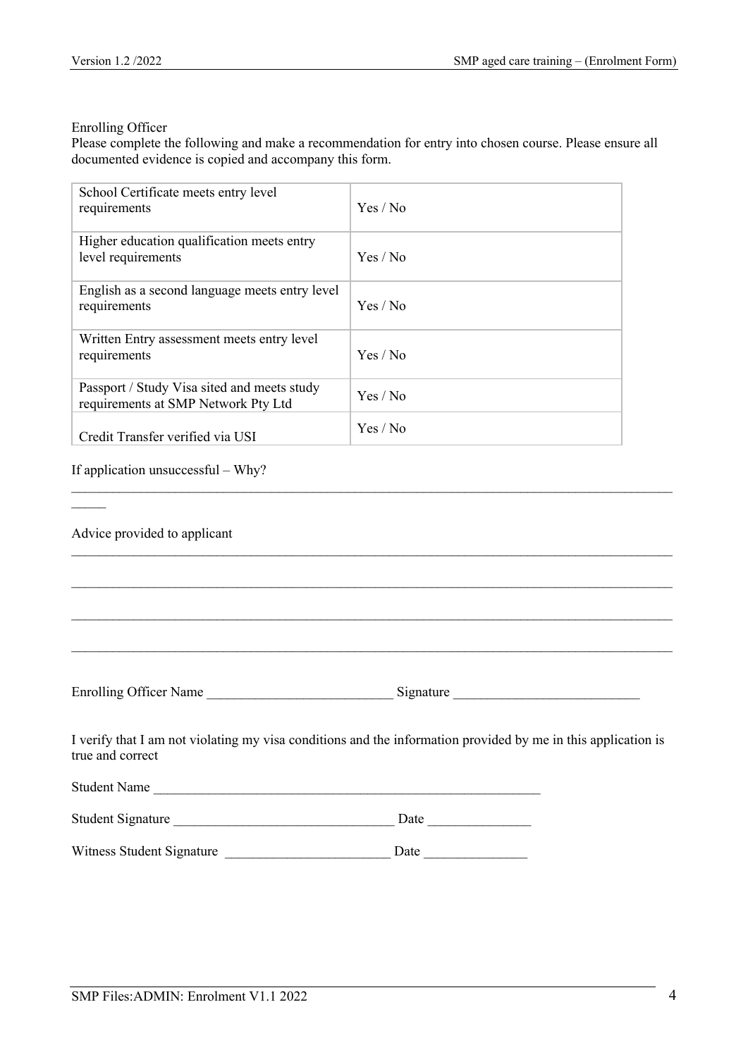Enrolling Officer

Please complete the following and make a recommendation for entry into chosen course. Please ensure all documented evidence is copied and accompany this form.

| | |
|---|---|
| School Certificate meets entry level requirements | Yes / No |
| Higher education qualification meets entry level requirements | Yes / No |
| English as a second language meets entry level requirements | Yes / No |
| Written Entry assessment meets entry level requirements | Yes / No |
| Passport / Study Visa sited and meets study requirements at SMP Network Pty Ltd | Yes / No |
| Credit Transfer verified via USI | Yes / No |

If application unsuccessful – Why?

_____________________________________________________________________________________________
_____

Advice provided to applicant

_____________________________________________________________________________________________

_____________________________________________________________________________________________

_____________________________________________________________________________________________

_____________________________________________________________________________________________

Enrolling Officer Name ___________________________ Signature ___________________________

I verify that I am not violating my visa conditions and the information provided by me in this application is true and correct

Student Name _________________________________________________________

Student Signature ________________________________ Date _______________

Witness Student Signature ________________________ Date _______________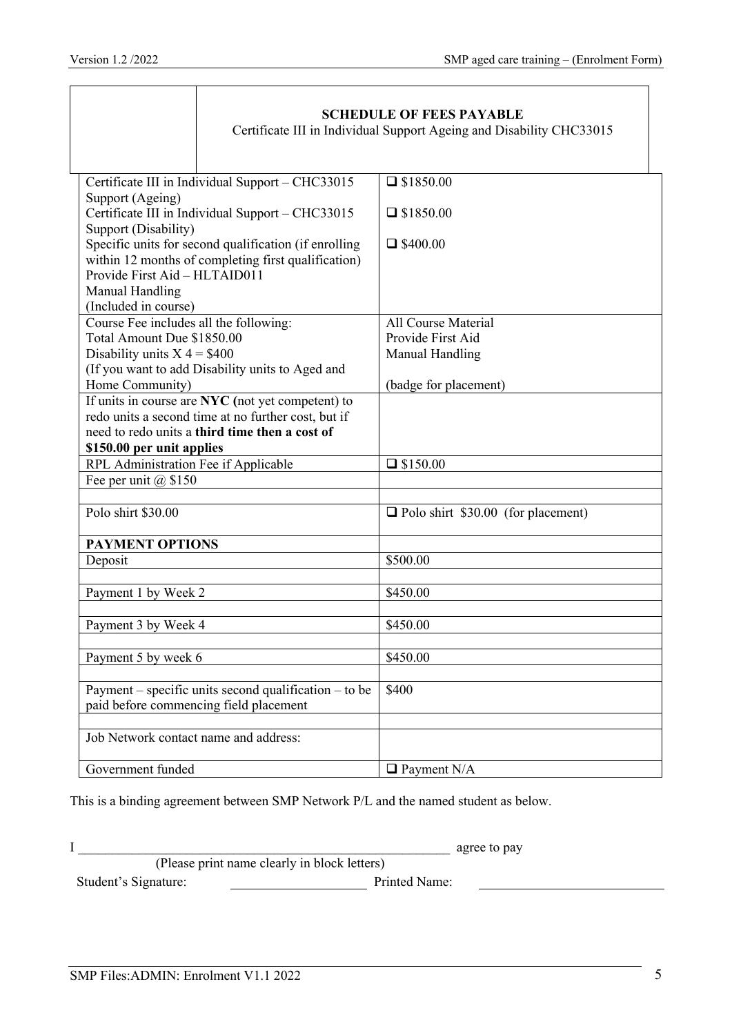## SCHEDULE OF FEES PAYABLE

Certificate III in Individual Support Ageing and Disability CHC33015

| | |
|---|---|
| Certificate III in Individual Support – CHC33015 Support (Ageing) | ❑ $1850.00 |
| Certificate III in Individual Support – CHC33015 Support (Disability) | ❑ $1850.00 |
| Specific units for second qualification (if enrolling within 12 months of completing first qualification)<br>Provide First Aid – HLTAID011<br>Manual Handling<br>(Included in course) | ❑ $400.00 |
| Course Fee includes all the following:<br>Total Amount Due $1850.00<br>Disability units X 4 = $400<br>(If you want to add Disability units to Aged and Home Community) | All Course Material<br>Provide First Aid<br>Manual Handling<br><br>(badge for placement) |
| If units in course are **NYC (**not yet competent) to redo units a second time at no further cost, but if need to redo units a **third time then a cost of $150.00 per unit applies** | |
| RPL Administration Fee if Applicable | ❑ $150.00 |
| Fee per unit @ $150 | |
| | |
| Polo shirt $30.00 | ❑ Polo shirt $30.00 (for placement) |
| **PAYMENT OPTIONS** | |
| Deposit | $500.00 |
| | |
| Payment 1 by Week 2 | $450.00 |
| | |
| Payment 3 by Week 4 | $450.00 |
| | |
| Payment 5 by week 6 | $450.00 |
| | |
| Payment – specific units second qualification – to be paid before commencing field placement | $400 |
| | |
| Job Network contact name and address: | |
| Government funded | ❑ Payment N/A |

This is a binding agreement between SMP Network P/L and the named student as below.

I ________________________________________________________ agree to pay

(Please print name clearly in block letters)

Student's Signature: ____________________ Printed Name: ____________________________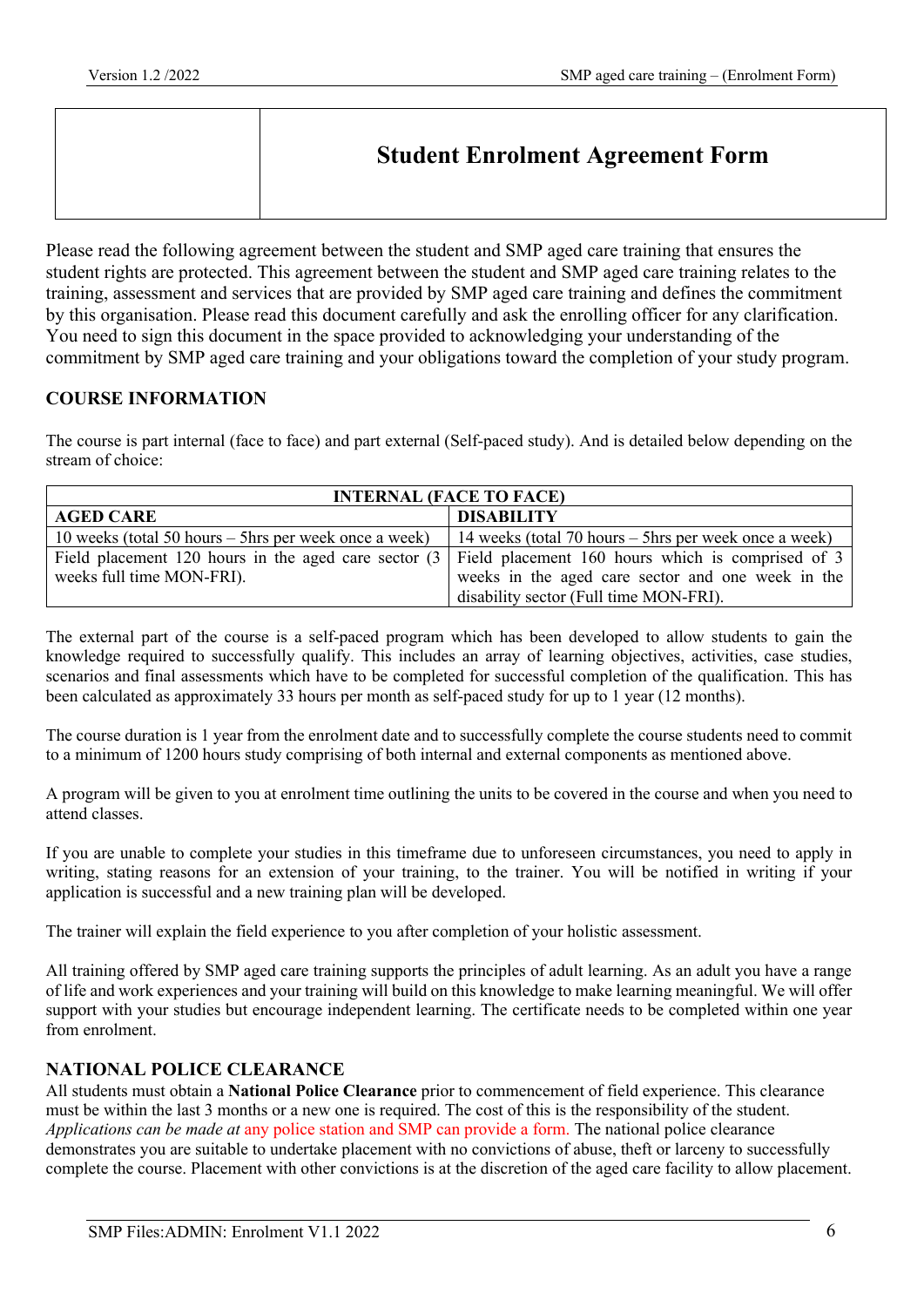# Student Enrolment Agreement Form

Please read the following agreement between the student and SMP aged care training that ensures the student rights are protected. This agreement between the student and SMP aged care training relates to the training, assessment and services that are provided by SMP aged care training and defines the commitment by this organisation. Please read this document carefully and ask the enrolling officer for any clarification. You need to sign this document in the space provided to acknowledging your understanding of the commitment by SMP aged care training and your obligations toward the completion of your study program.

## COURSE INFORMATION

The course is part internal (face to face) and part external (Self-paced study). And is detailed below depending on the stream of choice:

| INTERNAL (FACE TO FACE) | |
|---|---|
| **AGED CARE** | **DISABILITY** |
| 10 weeks (total 50 hours – 5hrs per week once a week) | 14 weeks (total 70 hours – 5hrs per week once a week) |
| Field placement 120 hours in the aged care sector (3 weeks full time MON-FRI). | Field placement 160 hours which is comprised of 3 weeks in the aged care sector and one week in the disability sector (Full time MON-FRI). |

The external part of the course is a self-paced program which has been developed to allow students to gain the knowledge required to successfully qualify. This includes an array of learning objectives, activities, case studies, scenarios and final assessments which have to be completed for successful completion of the qualification. This has been calculated as approximately 33 hours per month as self-paced study for up to 1 year (12 months).

The course duration is 1 year from the enrolment date and to successfully complete the course students need to commit to a minimum of 1200 hours study comprising of both internal and external components as mentioned above.

A program will be given to you at enrolment time outlining the units to be covered in the course and when you need to attend classes.

If you are unable to complete your studies in this timeframe due to unforeseen circumstances, you need to apply in writing, stating reasons for an extension of your training, to the trainer. You will be notified in writing if your application is successful and a new training plan will be developed.

The trainer will explain the field experience to you after completion of your holistic assessment.

All training offered by SMP aged care training supports the principles of adult learning. As an adult you have a range of life and work experiences and your training will build on this knowledge to make learning meaningful. We will offer support with your studies but encourage independent learning. The certificate needs to be completed within one year from enrolment.

## NATIONAL POLICE CLEARANCE

All students must obtain a **National Police Clearance** prior to commencement of field experience. This clearance must be within the last 3 months or a new one is required. The cost of this is the responsibility of the student. *Applications can be made at* any police station and SMP can provide a form. The national police clearance demonstrates you are suitable to undertake placement with no convictions of abuse, theft or larceny to successfully complete the course. Placement with other convictions is at the discretion of the aged care facility to allow placement.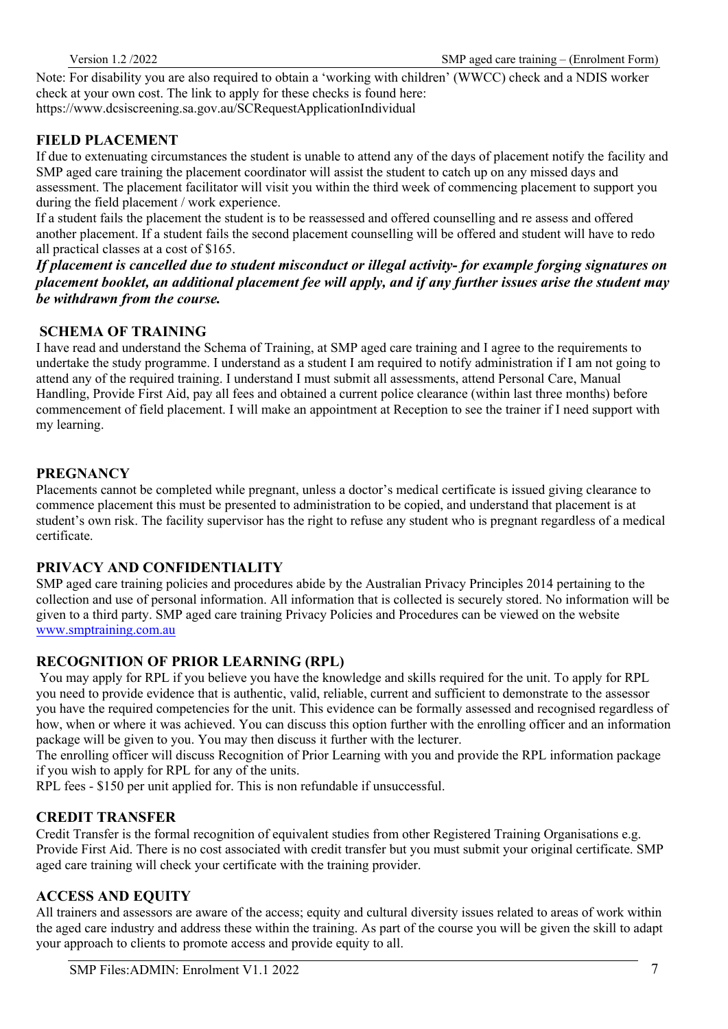Note: For disability you are also required to obtain a 'working with children' (WWCC) check and a NDIS worker check at your own cost. The link to apply for these checks is found here: https://www.dcsiscreening.sa.gov.au/SCRequestApplicationIndividual

## FIELD PLACEMENT

If due to extenuating circumstances the student is unable to attend any of the days of placement notify the facility and SMP aged care training the placement coordinator will assist the student to catch up on any missed days and assessment. The placement facilitator will visit you within the third week of commencing placement to support you during the field placement / work experience.

If a student fails the placement the student is to be reassessed and offered counselling and re assess and offered another placement. If a student fails the second placement counselling will be offered and student will have to redo all practical classes at a cost of $165.

***If placement is cancelled due to student misconduct or illegal activity- for example forging signatures on placement booklet, an additional placement fee will apply, and if any further issues arise the student may be withdrawn from the course.***

## SCHEMA OF TRAINING

I have read and understand the Schema of Training, at SMP aged care training and I agree to the requirements to undertake the study programme. I understand as a student I am required to notify administration if I am not going to attend any of the required training. I understand I must submit all assessments, attend Personal Care, Manual Handling, Provide First Aid, pay all fees and obtained a current police clearance (within last three months) before commencement of field placement. I will make an appointment at Reception to see the trainer if I need support with my learning.

## PREGNANCY

Placements cannot be completed while pregnant, unless a doctor's medical certificate is issued giving clearance to commence placement this must be presented to administration to be copied, and understand that placement is at student's own risk. The facility supervisor has the right to refuse any student who is pregnant regardless of a medical certificate.

## PRIVACY AND CONFIDENTIALITY

SMP aged care training policies and procedures abide by the Australian Privacy Principles 2014 pertaining to the collection and use of personal information. All information that is collected is securely stored. No information will be given to a third party. SMP aged care training Privacy Policies and Procedures can be viewed on the website www.smptraining.com.au

## RECOGNITION OF PRIOR LEARNING (RPL)

You may apply for RPL if you believe you have the knowledge and skills required for the unit. To apply for RPL you need to provide evidence that is authentic, valid, reliable, current and sufficient to demonstrate to the assessor you have the required competencies for the unit. This evidence can be formally assessed and recognised regardless of how, when or where it was achieved. You can discuss this option further with the enrolling officer and an information package will be given to you. You may then discuss it further with the lecturer.

The enrolling officer will discuss Recognition of Prior Learning with you and provide the RPL information package if you wish to apply for RPL for any of the units.

RPL fees - $150 per unit applied for. This is non refundable if unsuccessful.

## CREDIT TRANSFER

Credit Transfer is the formal recognition of equivalent studies from other Registered Training Organisations e.g. Provide First Aid. There is no cost associated with credit transfer but you must submit your original certificate. SMP aged care training will check your certificate with the training provider.

## ACCESS AND EQUITY

All trainers and assessors are aware of the access; equity and cultural diversity issues related to areas of work within the aged care industry and address these within the training. As part of the course you will be given the skill to adapt your approach to clients to promote access and provide equity to all.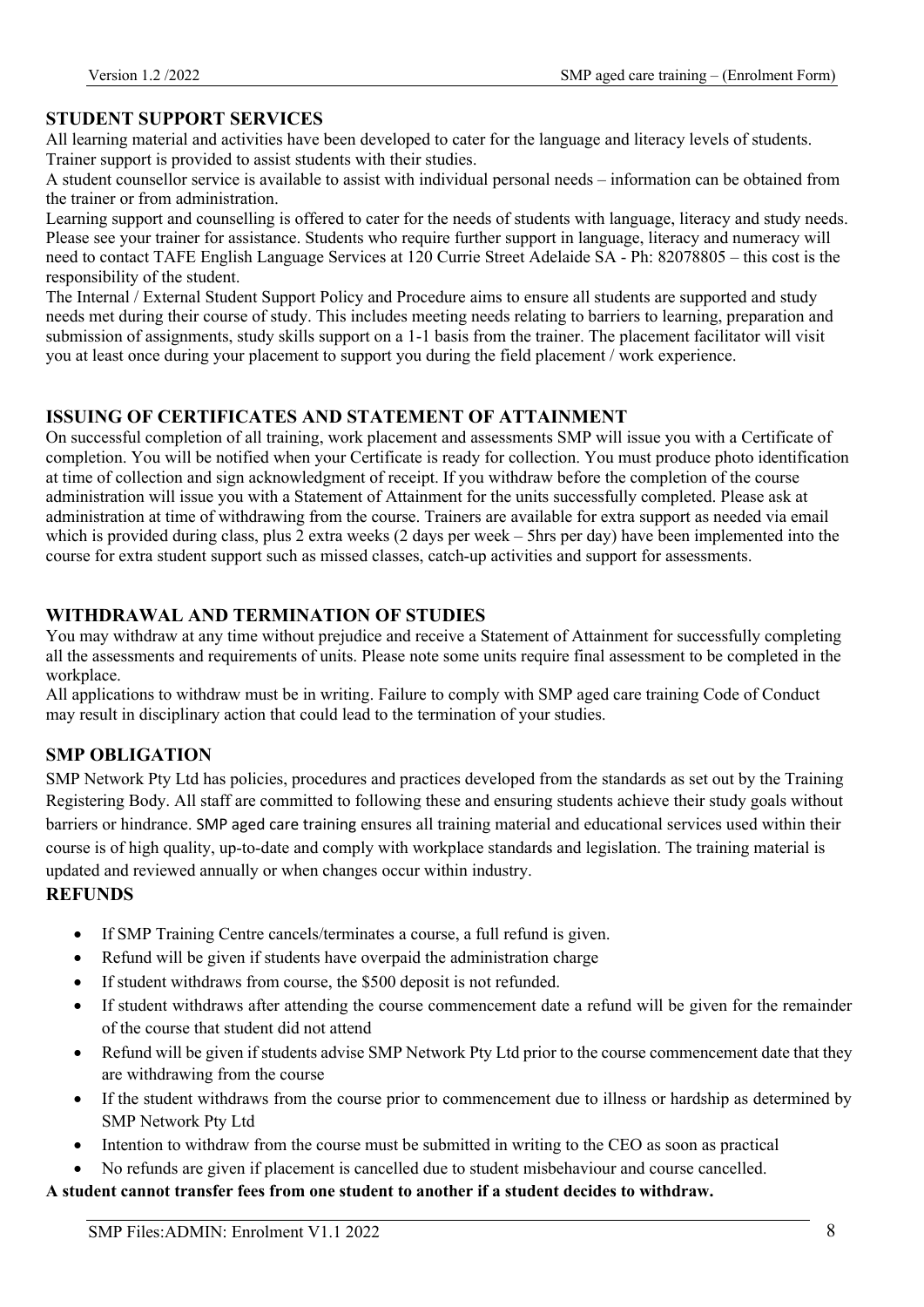## STUDENT SUPPORT SERVICES

All learning material and activities have been developed to cater for the language and literacy levels of students. Trainer support is provided to assist students with their studies.

A student counsellor service is available to assist with individual personal needs – information can be obtained from the trainer or from administration.

Learning support and counselling is offered to cater for the needs of students with language, literacy and study needs. Please see your trainer for assistance. Students who require further support in language, literacy and numeracy will need to contact TAFE English Language Services at 120 Currie Street Adelaide SA - Ph: 82078805 – this cost is the responsibility of the student.

The Internal / External Student Support Policy and Procedure aims to ensure all students are supported and study needs met during their course of study. This includes meeting needs relating to barriers to learning, preparation and submission of assignments, study skills support on a 1-1 basis from the trainer. The placement facilitator will visit you at least once during your placement to support you during the field placement / work experience.

## ISSUING OF CERTIFICATES AND STATEMENT OF ATTAINMENT

On successful completion of all training, work placement and assessments SMP will issue you with a Certificate of completion. You will be notified when your Certificate is ready for collection. You must produce photo identification at time of collection and sign acknowledgment of receipt. If you withdraw before the completion of the course administration will issue you with a Statement of Attainment for the units successfully completed. Please ask at administration at time of withdrawing from the course. Trainers are available for extra support as needed via email which is provided during class, plus 2 extra weeks (2 days per week – 5hrs per day) have been implemented into the course for extra student support such as missed classes, catch-up activities and support for assessments.

## WITHDRAWAL AND TERMINATION OF STUDIES

You may withdraw at any time without prejudice and receive a Statement of Attainment for successfully completing all the assessments and requirements of units. Please note some units require final assessment to be completed in the workplace.

All applications to withdraw must be in writing. Failure to comply with SMP aged care training Code of Conduct may result in disciplinary action that could lead to the termination of your studies.

## SMP OBLIGATION

SMP Network Pty Ltd has policies, procedures and practices developed from the standards as set out by the Training Registering Body. All staff are committed to following these and ensuring students achieve their study goals without barriers or hindrance. SMP aged care training ensures all training material and educational services used within their course is of high quality, up-to-date and comply with workplace standards and legislation. The training material is updated and reviewed annually or when changes occur within industry.

## REFUNDS

- If SMP Training Centre cancels/terminates a course, a full refund is given.
- Refund will be given if students have overpaid the administration charge
- If student withdraws from course, the $500 deposit is not refunded.
- If student withdraws after attending the course commencement date a refund will be given for the remainder of the course that student did not attend
- Refund will be given if students advise SMP Network Pty Ltd prior to the course commencement date that they are withdrawing from the course
- If the student withdraws from the course prior to commencement due to illness or hardship as determined by SMP Network Pty Ltd
- Intention to withdraw from the course must be submitted in writing to the CEO as soon as practical
- No refunds are given if placement is cancelled due to student misbehaviour and course cancelled.

**A student cannot transfer fees from one student to another if a student decides to withdraw.**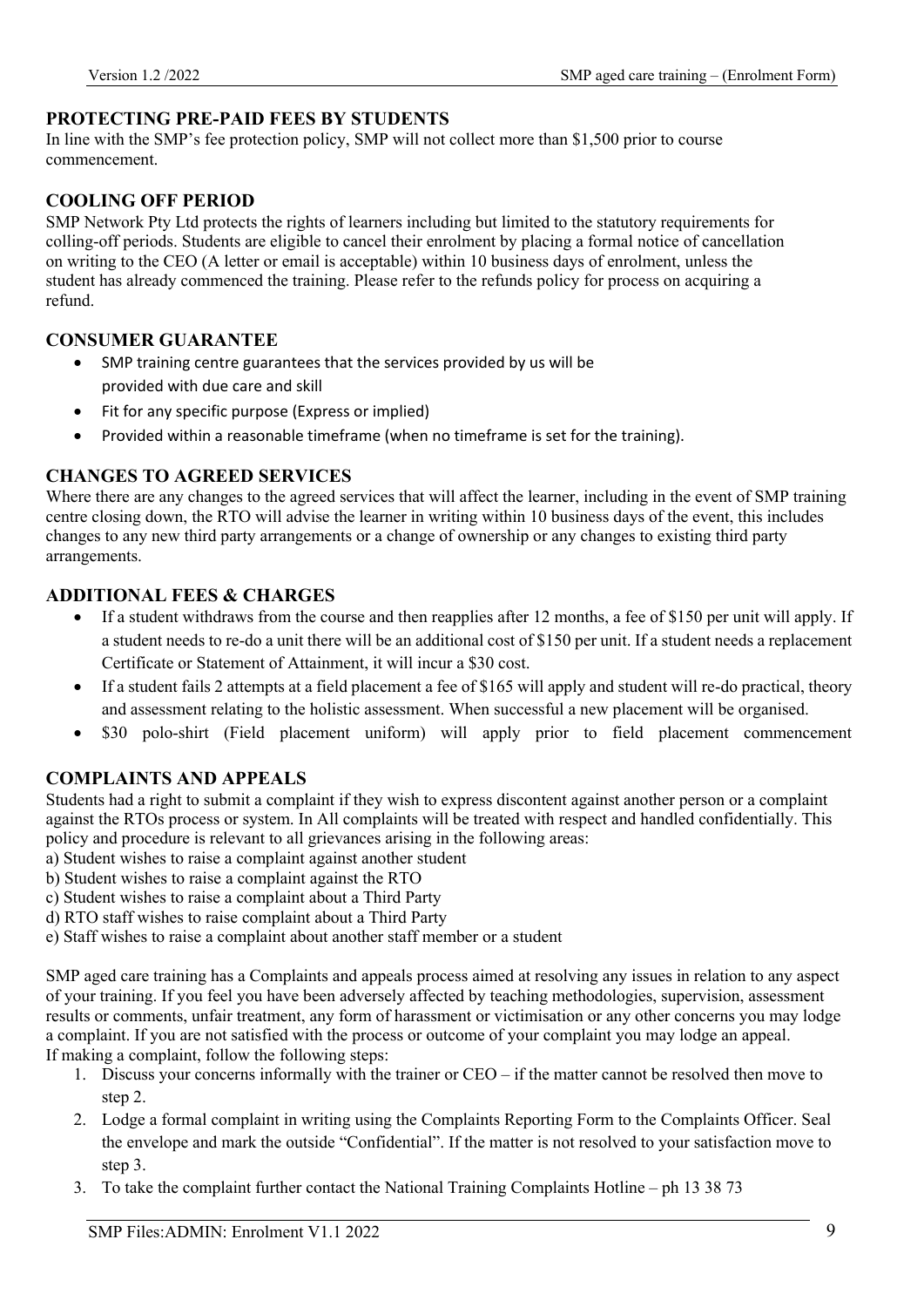## PROTECTING PRE-PAID FEES BY STUDENTS

In line with the SMP's fee protection policy, SMP will not collect more than $1,500 prior to course commencement.

## COOLING OFF PERIOD

SMP Network Pty Ltd protects the rights of learners including but limited to the statutory requirements for colling-off periods. Students are eligible to cancel their enrolment by placing a formal notice of cancellation on writing to the CEO (A letter or email is acceptable) within 10 business days of enrolment, unless the student has already commenced the training. Please refer to the refunds policy for process on acquiring a refund.

## CONSUMER GUARANTEE

- SMP training centre guarantees that the services provided by us will be provided with due care and skill
- Fit for any specific purpose (Express or implied)
- Provided within a reasonable timeframe (when no timeframe is set for the training).

## CHANGES TO AGREED SERVICES

Where there are any changes to the agreed services that will affect the learner, including in the event of SMP training centre closing down, the RTO will advise the learner in writing within 10 business days of the event, this includes changes to any new third party arrangements or a change of ownership or any changes to existing third party arrangements.

## ADDITIONAL FEES & CHARGES

- If a student withdraws from the course and then reapplies after 12 months, a fee of $150 per unit will apply. If a student needs to re-do a unit there will be an additional cost of $150 per unit. If a student needs a replacement Certificate or Statement of Attainment, it will incur a $30 cost.
- If a student fails 2 attempts at a field placement a fee of $165 will apply and student will re-do practical, theory and assessment relating to the holistic assessment. When successful a new placement will be organised.
- $30 polo-shirt (Field placement uniform) will apply prior to field placement commencement

## COMPLAINTS AND APPEALS

Students had a right to submit a complaint if they wish to express discontent against another person or a complaint against the RTOs process or system. In All complaints will be treated with respect and handled confidentially. This policy and procedure is relevant to all grievances arising in the following areas:

a) Student wishes to raise a complaint against another student
b) Student wishes to raise a complaint against the RTO
c) Student wishes to raise a complaint about a Third Party
d) RTO staff wishes to raise complaint about a Third Party
e) Staff wishes to raise a complaint about another staff member or a student

SMP aged care training has a Complaints and appeals process aimed at resolving any issues in relation to any aspect of your training. If you feel you have been adversely affected by teaching methodologies, supervision, assessment results or comments, unfair treatment, any form of harassment or victimisation or any other concerns you may lodge a complaint. If you are not satisfied with the process or outcome of your complaint you may lodge an appeal.
If making a complaint, follow the following steps:

1. Discuss your concerns informally with the trainer or CEO – if the matter cannot be resolved then move to step 2.
2. Lodge a formal complaint in writing using the Complaints Reporting Form to the Complaints Officer. Seal the envelope and mark the outside "Confidential". If the matter is not resolved to your satisfaction move to step 3.
3. To take the complaint further contact the National Training Complaints Hotline – ph 13 38 73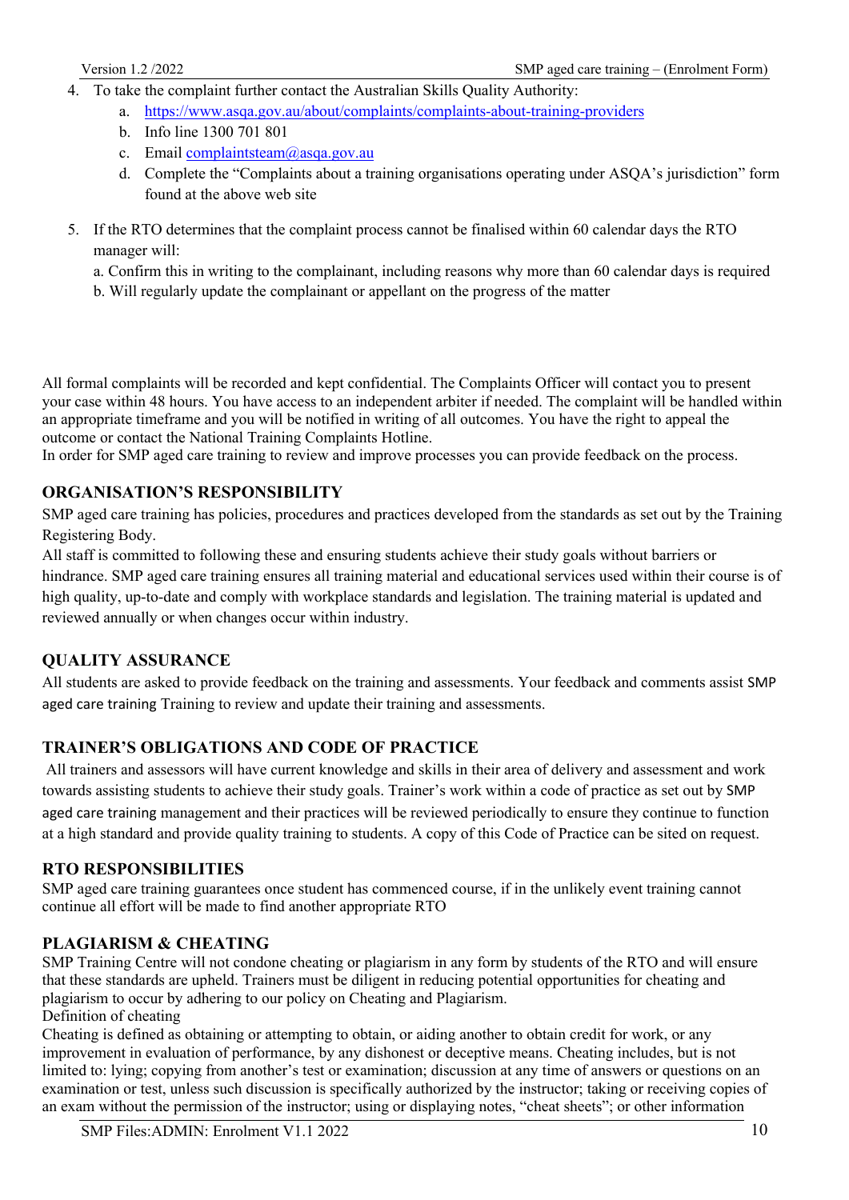4. To take the complaint further contact the Australian Skills Quality Authority:
   a. https://www.asqa.gov.au/about/complaints/complaints-about-training-providers
   b. Info line 1300 701 801
   c. Email complaintsteam@asqa.gov.au
   d. Complete the "Complaints about a training organisations operating under ASQA's jurisdiction" form found at the above web site

5. If the RTO determines that the complaint process cannot be finalised within 60 calendar days the RTO manager will:

   a. Confirm this in writing to the complainant, including reasons why more than 60 calendar days is required
   b. Will regularly update the complainant or appellant on the progress of the matter

All formal complaints will be recorded and kept confidential. The Complaints Officer will contact you to present your case within 48 hours. You have access to an independent arbiter if needed. The complaint will be handled within an appropriate timeframe and you will be notified in writing of all outcomes. You have the right to appeal the outcome or contact the National Training Complaints Hotline.
In order for SMP aged care training to review and improve processes you can provide feedback on the process.

## ORGANISATION'S RESPONSIBILITY

SMP aged care training has policies, procedures and practices developed from the standards as set out by the Training Registering Body.
All staff is committed to following these and ensuring students achieve their study goals without barriers or hindrance. SMP aged care training ensures all training material and educational services used within their course is of high quality, up-to-date and comply with workplace standards and legislation. The training material is updated and reviewed annually or when changes occur within industry.

## QUALITY ASSURANCE

All students are asked to provide feedback on the training and assessments. Your feedback and comments assist SMP aged care training Training to review and update their training and assessments.

## TRAINER'S OBLIGATIONS AND CODE OF PRACTICE

All trainers and assessors will have current knowledge and skills in their area of delivery and assessment and work towards assisting students to achieve their study goals. Trainer's work within a code of practice as set out by SMP aged care training management and their practices will be reviewed periodically to ensure they continue to function at a high standard and provide quality training to students. A copy of this Code of Practice can be sited on request.

## RTO RESPONSIBILITIES

SMP aged care training guarantees once student has commenced course, if in the unlikely event training cannot continue all effort will be made to find another appropriate RTO

## PLAGIARISM & CHEATING

SMP Training Centre will not condone cheating or plagiarism in any form by students of the RTO and will ensure that these standards are upheld. Trainers must be diligent in reducing potential opportunities for cheating and plagiarism to occur by adhering to our policy on Cheating and Plagiarism.
Definition of cheating
Cheating is defined as obtaining or attempting to obtain, or aiding another to obtain credit for work, or any improvement in evaluation of performance, by any dishonest or deceptive means. Cheating includes, but is not limited to: lying; copying from another's test or examination; discussion at any time of answers or questions on an examination or test, unless such discussion is specifically authorized by the instructor; taking or receiving copies of an exam without the permission of the instructor; using or displaying notes, "cheat sheets"; or other information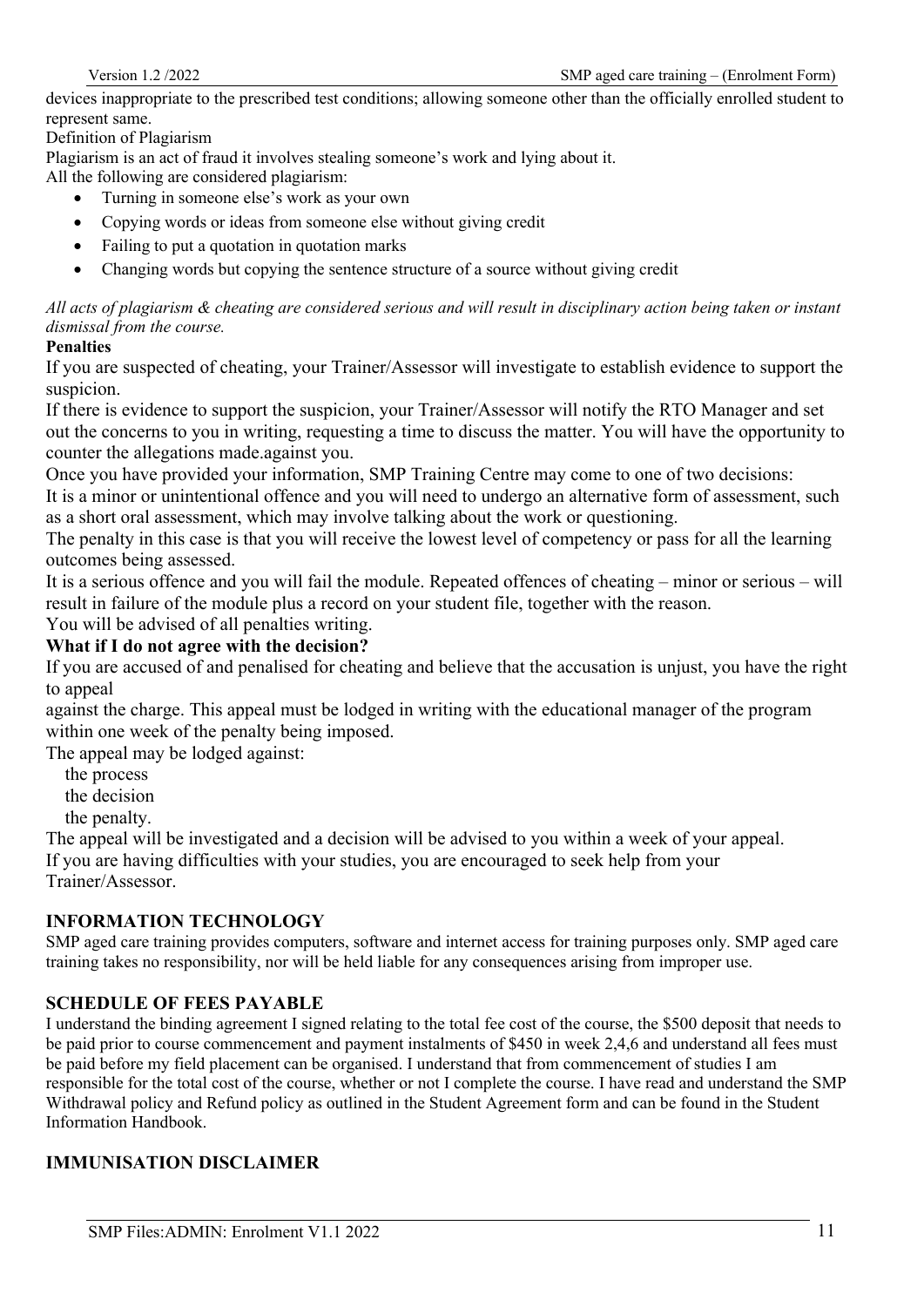devices inappropriate to the prescribed test conditions; allowing someone other than the officially enrolled student to represent same.

Definition of Plagiarism

Plagiarism is an act of fraud it involves stealing someone's work and lying about it.

All the following are considered plagiarism:

- Turning in someone else's work as your own
- Copying words or ideas from someone else without giving credit
- Failing to put a quotation in quotation marks
- Changing words but copying the sentence structure of a source without giving credit

*All acts of plagiarism & cheating are considered serious and will result in disciplinary action being taken or instant dismissal from the course.*

**Penalties**

If you are suspected of cheating, your Trainer/Assessor will investigate to establish evidence to support the suspicion.

If there is evidence to support the suspicion, your Trainer/Assessor will notify the RTO Manager and set out the concerns to you in writing, requesting a time to discuss the matter. You will have the opportunity to counter the allegations made.against you.

Once you have provided your information, SMP Training Centre may come to one of two decisions:

It is a minor or unintentional offence and you will need to undergo an alternative form of assessment, such as a short oral assessment, which may involve talking about the work or questioning.

The penalty in this case is that you will receive the lowest level of competency or pass for all the learning outcomes being assessed.

It is a serious offence and you will fail the module. Repeated offences of cheating – minor or serious – will result in failure of the module plus a record on your student file, together with the reason.

You will be advised of all penalties writing.

**What if I do not agree with the decision?**

If you are accused of and penalised for cheating and believe that the accusation is unjust, you have the right to appeal

against the charge. This appeal must be lodged in writing with the educational manager of the program within one week of the penalty being imposed.

The appeal may be lodged against:

the process
the decision
the penalty.

The appeal will be investigated and a decision will be advised to you within a week of your appeal.

If you are having difficulties with your studies, you are encouraged to seek help from your Trainer/Assessor.

## INFORMATION TECHNOLOGY

SMP aged care training provides computers, software and internet access for training purposes only. SMP aged care training takes no responsibility, nor will be held liable for any consequences arising from improper use.

## SCHEDULE OF FEES PAYABLE

I understand the binding agreement I signed relating to the total fee cost of the course, the $500 deposit that needs to be paid prior to course commencement and payment instalments of $450 in week 2,4,6 and understand all fees must be paid before my field placement can be organised. I understand that from commencement of studies I am responsible for the total cost of the course, whether or not I complete the course. I have read and understand the SMP Withdrawal policy and Refund policy as outlined in the Student Agreement form and can be found in the Student Information Handbook.

## IMMUNISATION DISCLAIMER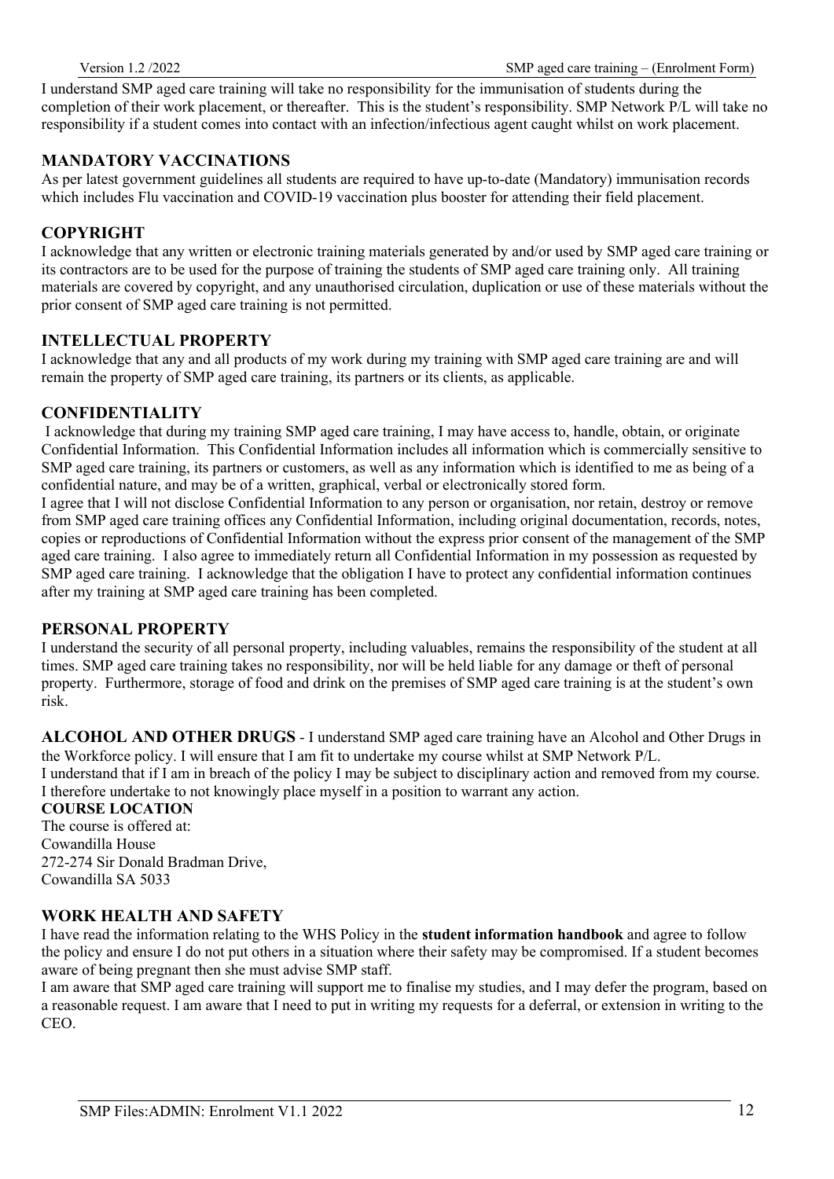I understand SMP aged care training will take no responsibility for the immunisation of students during the completion of their work placement, or thereafter. This is the student's responsibility. SMP Network P/L will take no responsibility if a student comes into contact with an infection/infectious agent caught whilst on work placement.

## MANDATORY VACCINATIONS

As per latest government guidelines all students are required to have up-to-date (Mandatory) immunisation records which includes Flu vaccination and COVID-19 vaccination plus booster for attending their field placement.

## COPYRIGHT

I acknowledge that any written or electronic training materials generated by and/or used by SMP aged care training or its contractors are to be used for the purpose of training the students of SMP aged care training only. All training materials are covered by copyright, and any unauthorised circulation, duplication or use of these materials without the prior consent of SMP aged care training is not permitted.

## INTELLECTUAL PROPERTY

I acknowledge that any and all products of my work during my training with SMP aged care training are and will remain the property of SMP aged care training, its partners or its clients, as applicable.

## CONFIDENTIALITY

I acknowledge that during my training SMP aged care training, I may have access to, handle, obtain, or originate Confidential Information. This Confidential Information includes all information which is commercially sensitive to SMP aged care training, its partners or customers, as well as any information which is identified to me as being of a confidential nature, and may be of a written, graphical, verbal or electronically stored form.

I agree that I will not disclose Confidential Information to any person or organisation, nor retain, destroy or remove from SMP aged care training offices any Confidential Information, including original documentation, records, notes, copies or reproductions of Confidential Information without the express prior consent of the management of the SMP aged care training. I also agree to immediately return all Confidential Information in my possession as requested by SMP aged care training. I acknowledge that the obligation I have to protect any confidential information continues after my training at SMP aged care training has been completed.

## PERSONAL PROPERTY

I understand the security of all personal property, including valuables, remains the responsibility of the student at all times. SMP aged care training takes no responsibility, nor will be held liable for any damage or theft of personal property. Furthermore, storage of food and drink on the premises of SMP aged care training is at the student's own risk.

**ALCOHOL AND OTHER DRUGS** - I understand SMP aged care training have an Alcohol and Other Drugs in the Workforce policy. I will ensure that I am fit to undertake my course whilst at SMP Network P/L.
I understand that if I am in breach of the policy I may be subject to disciplinary action and removed from my course. I therefore undertake to not knowingly place myself in a position to warrant any action.

**COURSE LOCATION**

The course is offered at:
Cowandilla House
272-274 Sir Donald Bradman Drive,
Cowandilla SA 5033

## WORK HEALTH AND SAFETY

I have read the information relating to the WHS Policy in the **student information handbook** and agree to follow the policy and ensure I do not put others in a situation where their safety may be compromised. If a student becomes aware of being pregnant then she must advise SMP staff.

I am aware that SMP aged care training will support me to finalise my studies, and I may defer the program, based on a reasonable request. I am aware that I need to put in writing my requests for a deferral, or extension in writing to the CEO.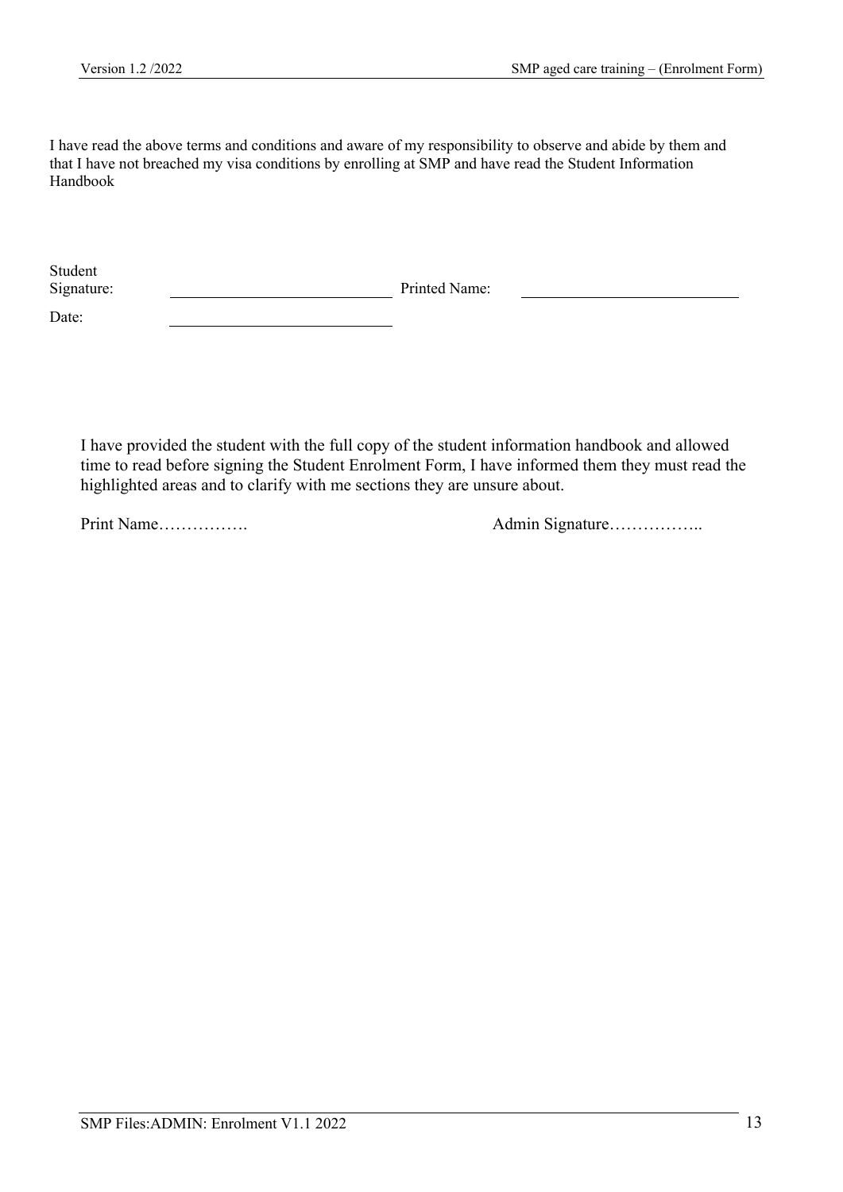I have read the above terms and conditions and aware of my responsibility to observe and abide by them and that I have not breached my visa conditions by enrolling at SMP and have read the Student Information Handbook

Student Signature: \_\_\_\_\_\_\_\_\_\_\_\_\_\_\_\_\_\_\_\_\_\_\_\_\_\_ Printed Name: \_\_\_\_\_\_\_\_\_\_\_\_\_\_\_\_\_\_\_\_\_\_\_\_\_\_

Date: \_\_\_\_\_\_\_\_\_\_\_\_\_\_\_\_\_\_\_\_\_\_\_\_\_\_

I have provided the student with the full copy of the student information handbook and allowed time to read before signing the Student Enrolment Form, I have informed them they must read the highlighted areas and to clarify with me sections they are unsure about.

Print Name……………. Admin Signature……………..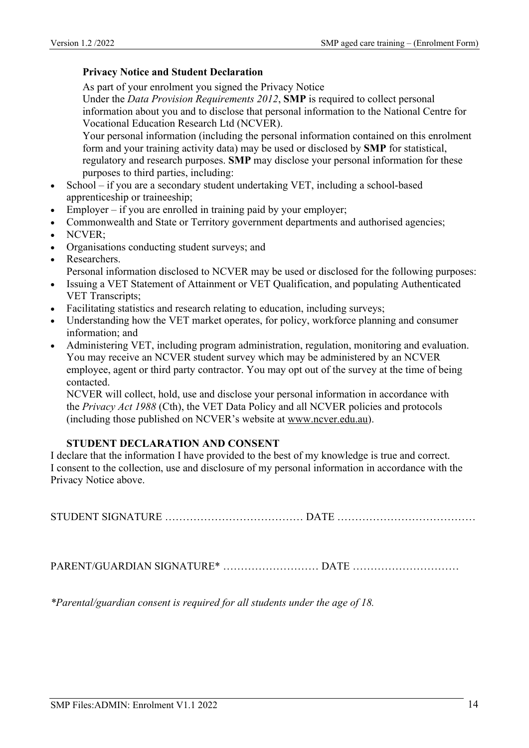**Privacy Notice and Student Declaration**

As part of your enrolment you signed the Privacy Notice

Under the *Data Provision Requirements 2012*, **SMP** is required to collect personal information about you and to disclose that personal information to the National Centre for Vocational Education Research Ltd (NCVER).

Your personal information (including the personal information contained on this enrolment form and your training activity data) may be used or disclosed by **SMP** for statistical, regulatory and research purposes. **SMP** may disclose your personal information for these purposes to third parties, including:

- School – if you are a secondary student undertaking VET, including a school-based apprenticeship or traineeship;
- Employer – if you are enrolled in training paid by your employer;
- Commonwealth and State or Territory government departments and authorised agencies;
- NCVER;
- Organisations conducting student surveys; and
- Researchers.

Personal information disclosed to NCVER may be used or disclosed for the following purposes:

- Issuing a VET Statement of Attainment or VET Qualification, and populating Authenticated VET Transcripts;
- Facilitating statistics and research relating to education, including surveys;
- Understanding how the VET market operates, for policy, workforce planning and consumer information; and
- Administering VET, including program administration, regulation, monitoring and evaluation.

You may receive an NCVER student survey which may be administered by an NCVER employee, agent or third party contractor. You may opt out of the survey at the time of being contacted.

NCVER will collect, hold, use and disclose your personal information in accordance with the *Privacy Act 1988* (Cth), the VET Data Policy and all NCVER policies and protocols (including those published on NCVER's website at www.ncver.edu.au).

**STUDENT DECLARATION AND CONSENT**

I declare that the information I have provided to the best of my knowledge is true and correct.
I consent to the collection, use and disclosure of my personal information in accordance with the Privacy Notice above.

STUDENT SIGNATURE ………………………………… DATE …………………………………

PARENT/GUARDIAN SIGNATURE* ……………………… DATE …………………………

*\*Parental/guardian consent is required for all students under the age of 18.*